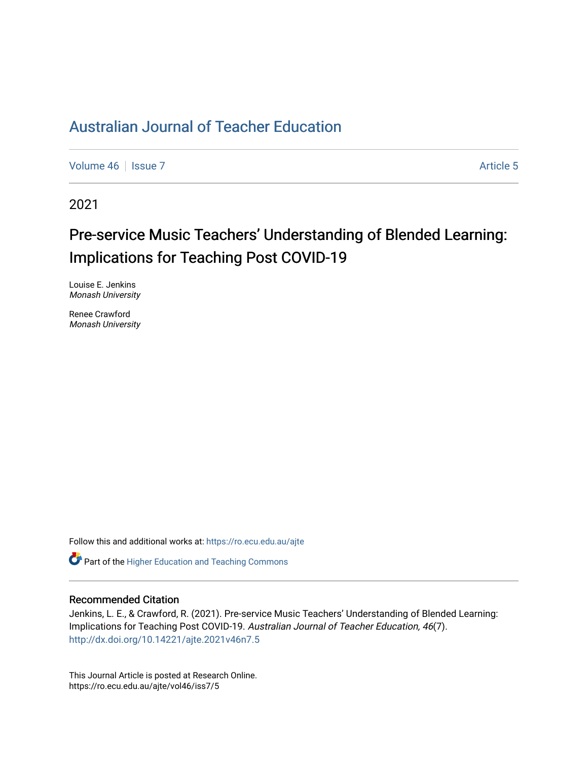# Australian Journal of Teacher Education

Volume 46 | Issue 7 Article 5

2021

## Pre-service Music Teachers' Understanding of Blended Learning: Implications for Teaching Post COVID-19

Louise E. Jenkins
*Monash University*

Renee Crawford
*Monash University*

Follow this and additional works at: https://ro.ecu.edu.au/ajte

Part of the Higher Education and Teaching Commons

### Recommended Citation

Jenkins, L. E., & Crawford, R. (2021). Pre-service Music Teachers' Understanding of Blended Learning: Implications for Teaching Post COVID-19. *Australian Journal of Teacher Education, 46*(7). http://dx.doi.org/10.14221/ajte.2021v46n7.5

This Journal Article is posted at Research Online.
https://ro.ecu.edu.au/ajte/vol46/iss7/5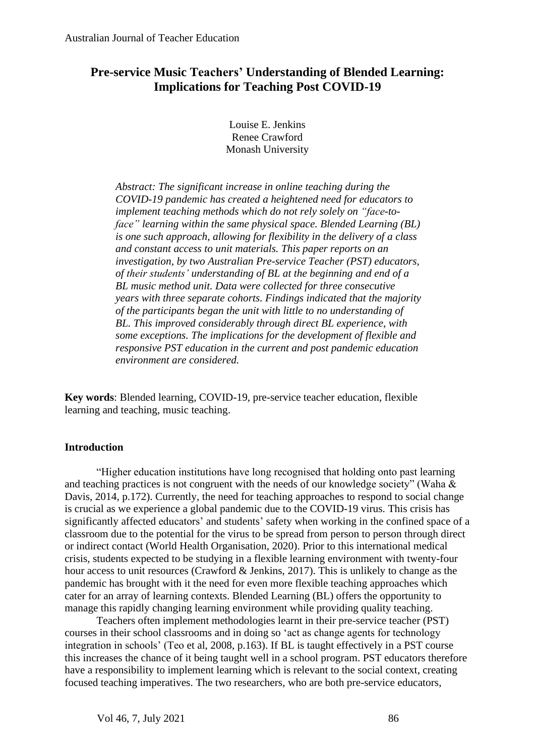# Pre-service Music Teachers' Understanding of Blended Learning: Implications for Teaching Post COVID-19

Louise E. Jenkins
Renee Crawford
Monash University

*Abstract: The significant increase in online teaching during the COVID-19 pandemic has created a heightened need for educators to implement teaching methods which do not rely solely on "face-to-face" learning within the same physical space. Blended Learning (BL) is one such approach, allowing for flexibility in the delivery of a class and constant access to unit materials. This paper reports on an investigation, by two Australian Pre-service Teacher (PST) educators, of their students' understanding of BL at the beginning and end of a BL music method unit. Data were collected for three consecutive years with three separate cohorts. Findings indicated that the majority of the participants began the unit with little to no understanding of BL. This improved considerably through direct BL experience, with some exceptions. The implications for the development of flexible and responsive PST education in the current and post pandemic education environment are considered.*

**Key words**: Blended learning, COVID-19, pre-service teacher education, flexible learning and teaching, music teaching.

## Introduction

"Higher education institutions have long recognised that holding onto past learning and teaching practices is not congruent with the needs of our knowledge society" (Waha & Davis, 2014, p.172). Currently, the need for teaching approaches to respond to social change is crucial as we experience a global pandemic due to the COVID-19 virus. This crisis has significantly affected educators' and students' safety when working in the confined space of a classroom due to the potential for the virus to be spread from person to person through direct or indirect contact (World Health Organisation, 2020). Prior to this international medical crisis, students expected to be studying in a flexible learning environment with twenty-four hour access to unit resources (Crawford & Jenkins, 2017). This is unlikely to change as the pandemic has brought with it the need for even more flexible teaching approaches which cater for an array of learning contexts. Blended Learning (BL) offers the opportunity to manage this rapidly changing learning environment while providing quality teaching.

Teachers often implement methodologies learnt in their pre-service teacher (PST) courses in their school classrooms and in doing so 'act as change agents for technology integration in schools' (Teo et al, 2008, p.163). If BL is taught effectively in a PST course this increases the chance of it being taught well in a school program. PST educators therefore have a responsibility to implement learning which is relevant to the social context, creating focused teaching imperatives. The two researchers, who are both pre-service educators,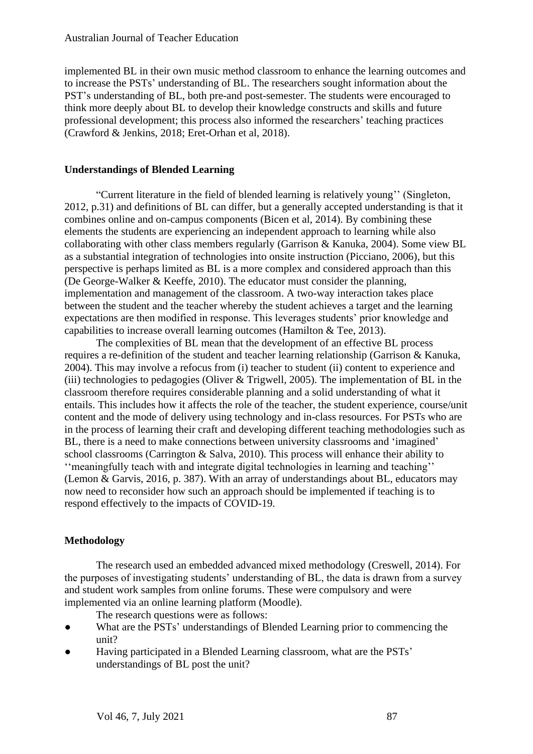implemented BL in their own music method classroom to enhance the learning outcomes and to increase the PSTs' understanding of BL. The researchers sought information about the PST's understanding of BL, both pre-and post-semester. The students were encouraged to think more deeply about BL to develop their knowledge constructs and skills and future professional development; this process also informed the researchers' teaching practices (Crawford & Jenkins, 2018; Eret-Orhan et al, 2018).

## Understandings of Blended Learning

"Current literature in the field of blended learning is relatively young'' (Singleton, 2012, p.31) and definitions of BL can differ, but a generally accepted understanding is that it combines online and on-campus components (Bicen et al, 2014). By combining these elements the students are experiencing an independent approach to learning while also collaborating with other class members regularly (Garrison & Kanuka, 2004). Some view BL as a substantial integration of technologies into onsite instruction (Picciano, 2006), but this perspective is perhaps limited as BL is a more complex and considered approach than this (De George-Walker & Keeffe, 2010). The educator must consider the planning, implementation and management of the classroom. A two-way interaction takes place between the student and the teacher whereby the student achieves a target and the learning expectations are then modified in response. This leverages students' prior knowledge and capabilities to increase overall learning outcomes (Hamilton & Tee, 2013).

The complexities of BL mean that the development of an effective BL process requires a re-definition of the student and teacher learning relationship (Garrison & Kanuka, 2004). This may involve a refocus from (i) teacher to student (ii) content to experience and (iii) technologies to pedagogies (Oliver & Trigwell, 2005). The implementation of BL in the classroom therefore requires considerable planning and a solid understanding of what it entails. This includes how it affects the role of the teacher, the student experience, course/unit content and the mode of delivery using technology and in-class resources. For PSTs who are in the process of learning their craft and developing different teaching methodologies such as BL, there is a need to make connections between university classrooms and 'imagined' school classrooms (Carrington & Salva, 2010). This process will enhance their ability to ''meaningfully teach with and integrate digital technologies in learning and teaching'' (Lemon & Garvis, 2016, p. 387). With an array of understandings about BL, educators may now need to reconsider how such an approach should be implemented if teaching is to respond effectively to the impacts of COVID-19.

## Methodology

The research used an embedded advanced mixed methodology (Creswell, 2014). For the purposes of investigating students' understanding of BL, the data is drawn from a survey and student work samples from online forums. These were compulsory and were implemented via an online learning platform (Moodle).

The research questions were as follows:

- What are the PSTs' understandings of Blended Learning prior to commencing the unit?
- Having participated in a Blended Learning classroom, what are the PSTs' understandings of BL post the unit?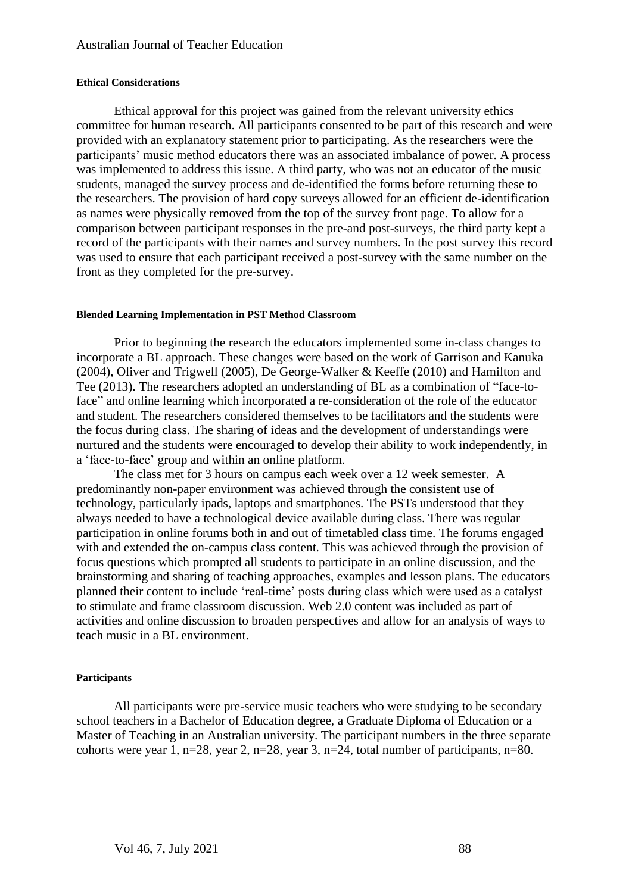#### Ethical Considerations

Ethical approval for this project was gained from the relevant university ethics committee for human research. All participants consented to be part of this research and were provided with an explanatory statement prior to participating. As the researchers were the participants' music method educators there was an associated imbalance of power. A process was implemented to address this issue. A third party, who was not an educator of the music students, managed the survey process and de-identified the forms before returning these to the researchers. The provision of hard copy surveys allowed for an efficient de-identification as names were physically removed from the top of the survey front page. To allow for a comparison between participant responses in the pre-and post-surveys, the third party kept a record of the participants with their names and survey numbers. In the post survey this record was used to ensure that each participant received a post-survey with the same number on the front as they completed for the pre-survey.

#### Blended Learning Implementation in PST Method Classroom

Prior to beginning the research the educators implemented some in-class changes to incorporate a BL approach. These changes were based on the work of Garrison and Kanuka (2004), Oliver and Trigwell (2005), De George-Walker & Keeffe (2010) and Hamilton and Tee (2013). The researchers adopted an understanding of BL as a combination of "face-to-face" and online learning which incorporated a re-consideration of the role of the educator and student. The researchers considered themselves to be facilitators and the students were the focus during class. The sharing of ideas and the development of understandings were nurtured and the students were encouraged to develop their ability to work independently, in a 'face-to-face' group and within an online platform.

The class met for 3 hours on campus each week over a 12 week semester. A predominantly non-paper environment was achieved through the consistent use of technology, particularly ipads, laptops and smartphones. The PSTs understood that they always needed to have a technological device available during class. There was regular participation in online forums both in and out of timetabled class time. The forums engaged with and extended the on-campus class content. This was achieved through the provision of focus questions which prompted all students to participate in an online discussion, and the brainstorming and sharing of teaching approaches, examples and lesson plans. The educators planned their content to include 'real-time' posts during class which were used as a catalyst to stimulate and frame classroom discussion. Web 2.0 content was included as part of activities and online discussion to broaden perspectives and allow for an analysis of ways to teach music in a BL environment.

#### Participants

All participants were pre-service music teachers who were studying to be secondary school teachers in a Bachelor of Education degree, a Graduate Diploma of Education or a Master of Teaching in an Australian university. The participant numbers in the three separate cohorts were year 1, n=28, year 2, n=28, year 3, n=24, total number of participants, n=80.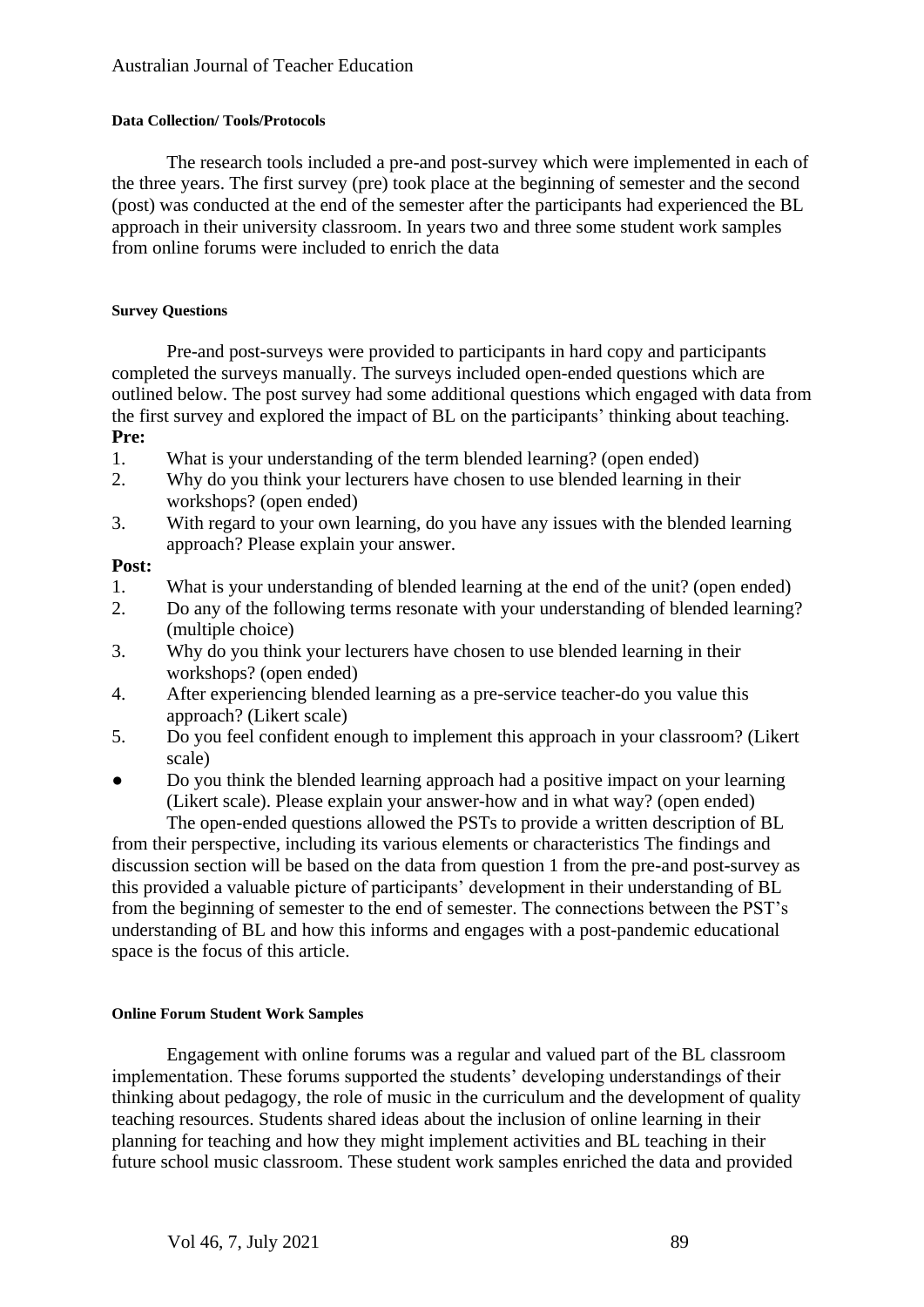### Data Collection/ Tools/Protocols

The research tools included a pre-and post-survey which were implemented in each of the three years. The first survey (pre) took place at the beginning of semester and the second (post) was conducted at the end of the semester after the participants had experienced the BL approach in their university classroom. In years two and three some student work samples from online forums were included to enrich the data

#### Survey Questions

Pre-and post-surveys were provided to participants in hard copy and participants completed the surveys manually. The surveys included open-ended questions which are outlined below. The post survey had some additional questions which engaged with data from the first survey and explored the impact of BL on the participants' thinking about teaching.

**Pre:**

1. What is your understanding of the term blended learning? (open ended)
2. Why do you think your lecturers have chosen to use blended learning in their workshops? (open ended)
3. With regard to your own learning, do you have any issues with the blended learning approach? Please explain your answer.

**Post:**

1. What is your understanding of blended learning at the end of the unit? (open ended)
2. Do any of the following terms resonate with your understanding of blended learning? (multiple choice)
3. Why do you think your lecturers have chosen to use blended learning in their workshops? (open ended)
4. After experiencing blended learning as a pre-service teacher-do you value this approach? (Likert scale)
5. Do you feel confident enough to implement this approach in your classroom? (Likert scale)

- Do you think the blended learning approach had a positive impact on your learning (Likert scale). Please explain your answer-how and in what way? (open ended)

The open-ended questions allowed the PSTs to provide a written description of BL from their perspective, including its various elements or characteristics The findings and discussion section will be based on the data from question 1 from the pre-and post-survey as this provided a valuable picture of participants' development in their understanding of BL from the beginning of semester to the end of semester. The connections between the PST's understanding of BL and how this informs and engages with a post-pandemic educational space is the focus of this article.

#### Online Forum Student Work Samples

Engagement with online forums was a regular and valued part of the BL classroom implementation. These forums supported the students' developing understandings of their thinking about pedagogy, the role of music in the curriculum and the development of quality teaching resources. Students shared ideas about the inclusion of online learning in their planning for teaching and how they might implement activities and BL teaching in their future school music classroom. These student work samples enriched the data and provided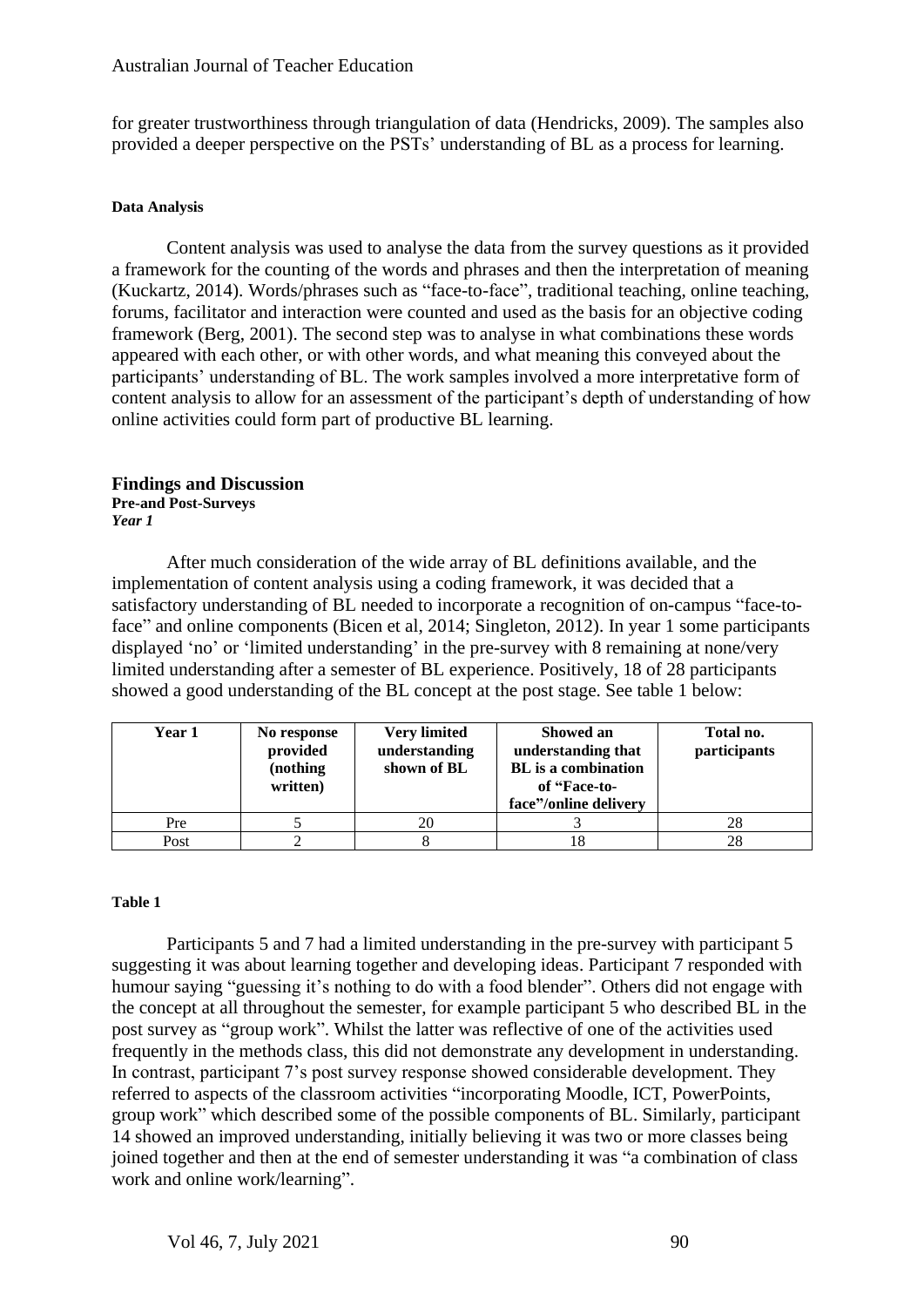for greater trustworthiness through triangulation of data (Hendricks, 2009). The samples also provided a deeper perspective on the PSTs' understanding of BL as a process for learning.

#### Data Analysis

Content analysis was used to analyse the data from the survey questions as it provided a framework for the counting of the words and phrases and then the interpretation of meaning (Kuckartz, 2014). Words/phrases such as "face-to-face", traditional teaching, online teaching, forums, facilitator and interaction were counted and used as the basis for an objective coding framework (Berg, 2001). The second step was to analyse in what combinations these words appeared with each other, or with other words, and what meaning this conveyed about the participants' understanding of BL. The work samples involved a more interpretative form of content analysis to allow for an assessment of the participant's depth of understanding of how online activities could form part of productive BL learning.

## Findings and Discussion

#### Pre-and Post-Surveys

***Year 1***

After much consideration of the wide array of BL definitions available, and the implementation of content analysis using a coding framework, it was decided that a satisfactory understanding of BL needed to incorporate a recognition of on-campus "face-to-face" and online components (Bicen et al, 2014; Singleton, 2012). In year 1 some participants displayed 'no' or 'limited understanding' in the pre-survey with 8 remaining at none/very limited understanding after a semester of BL experience. Positively, 18 of 28 participants showed a good understanding of the BL concept at the post stage. See table 1 below:

| Year 1 | No response provided (nothing written) | Very limited understanding shown of BL | Showed an understanding that BL is a combination of "Face-to-face"/online delivery | Total no. participants |
|---|---|---|---|---|
| Pre | 5 | 20 | 3 | 28 |
| Post | 2 | 8 | 18 | 28 |

**Table 1**

Participants 5 and 7 had a limited understanding in the pre-survey with participant 5 suggesting it was about learning together and developing ideas. Participant 7 responded with humour saying "guessing it's nothing to do with a food blender". Others did not engage with the concept at all throughout the semester, for example participant 5 who described BL in the post survey as "group work". Whilst the latter was reflective of one of the activities used frequently in the methods class, this did not demonstrate any development in understanding. In contrast, participant 7's post survey response showed considerable development. They referred to aspects of the classroom activities "incorporating Moodle, ICT, PowerPoints, group work" which described some of the possible components of BL. Similarly, participant 14 showed an improved understanding, initially believing it was two or more classes being joined together and then at the end of semester understanding it was "a combination of class work and online work/learning".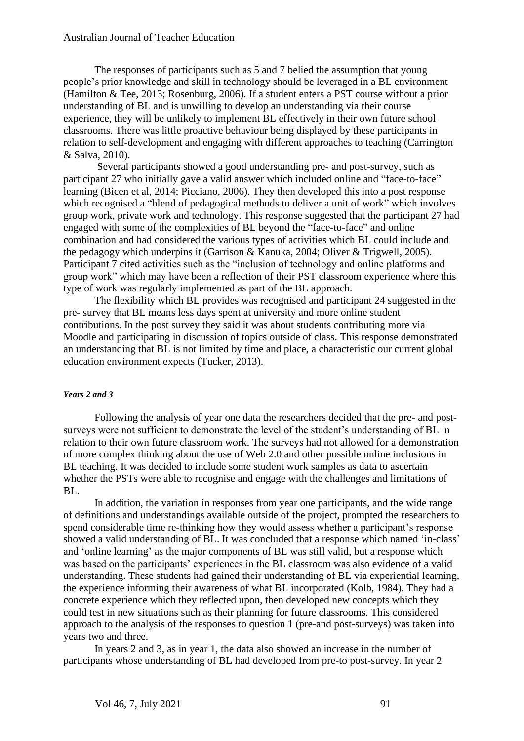The responses of participants such as 5 and 7 belied the assumption that young people's prior knowledge and skill in technology should be leveraged in a BL environment (Hamilton & Tee, 2013; Rosenburg, 2006). If a student enters a PST course without a prior understanding of BL and is unwilling to develop an understanding via their course experience, they will be unlikely to implement BL effectively in their own future school classrooms. There was little proactive behaviour being displayed by these participants in relation to self-development and engaging with different approaches to teaching (Carrington & Salva, 2010).

Several participants showed a good understanding pre- and post-survey, such as participant 27 who initially gave a valid answer which included online and "face-to-face" learning (Bicen et al, 2014; Picciano, 2006). They then developed this into a post response which recognised a "blend of pedagogical methods to deliver a unit of work" which involves group work, private work and technology. This response suggested that the participant 27 had engaged with some of the complexities of BL beyond the "face-to-face" and online combination and had considered the various types of activities which BL could include and the pedagogy which underpins it (Garrison & Kanuka, 2004; Oliver & Trigwell, 2005). Participant 7 cited activities such as the "inclusion of technology and online platforms and group work" which may have been a reflection of their PST classroom experience where this type of work was regularly implemented as part of the BL approach.

The flexibility which BL provides was recognised and participant 24 suggested in the pre- survey that BL means less days spent at university and more online student contributions. In the post survey they said it was about students contributing more via Moodle and participating in discussion of topics outside of class. This response demonstrated an understanding that BL is not limited by time and place, a characteristic our current global education environment expects (Tucker, 2013).

#### *Years 2 and 3*

Following the analysis of year one data the researchers decided that the pre- and post-surveys were not sufficient to demonstrate the level of the student's understanding of BL in relation to their own future classroom work. The surveys had not allowed for a demonstration of more complex thinking about the use of Web 2.0 and other possible online inclusions in BL teaching. It was decided to include some student work samples as data to ascertain whether the PSTs were able to recognise and engage with the challenges and limitations of BL.

In addition, the variation in responses from year one participants, and the wide range of definitions and understandings available outside of the project, prompted the researchers to spend considerable time re-thinking how they would assess whether a participant's response showed a valid understanding of BL. It was concluded that a response which named 'in-class' and 'online learning' as the major components of BL was still valid, but a response which was based on the participants' experiences in the BL classroom was also evidence of a valid understanding. These students had gained their understanding of BL via experiential learning, the experience informing their awareness of what BL incorporated (Kolb, 1984). They had a concrete experience which they reflected upon, then developed new concepts which they could test in new situations such as their planning for future classrooms. This considered approach to the analysis of the responses to question 1 (pre-and post-surveys) was taken into years two and three.

In years 2 and 3, as in year 1, the data also showed an increase in the number of participants whose understanding of BL had developed from pre-to post-survey. In year 2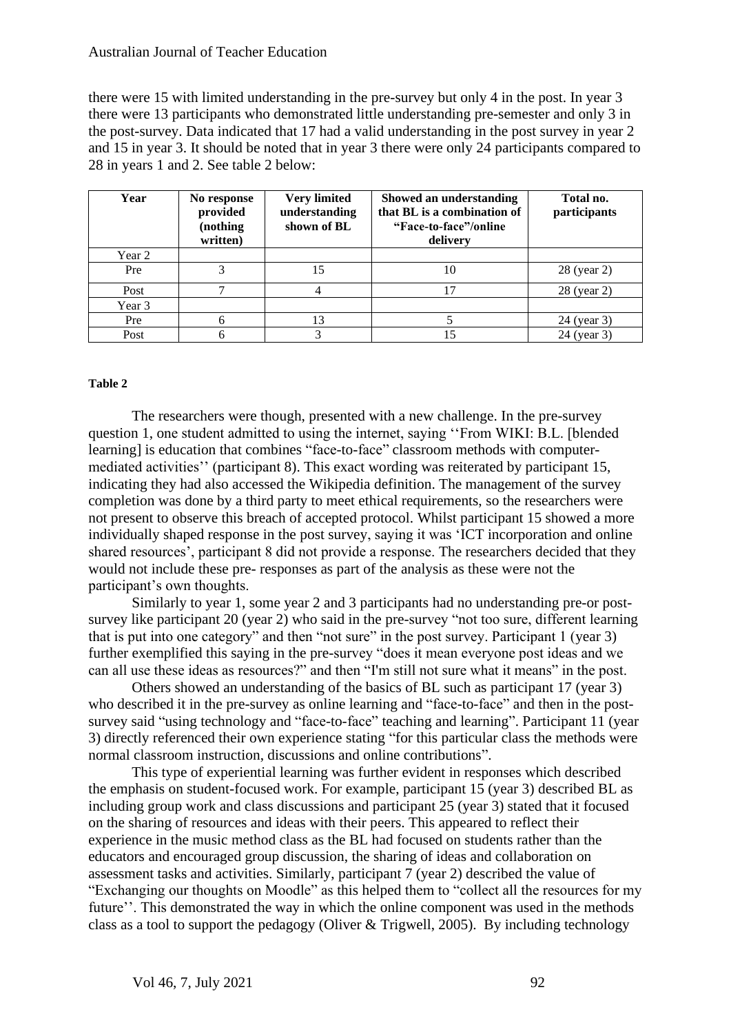there were 15 with limited understanding in the pre-survey but only 4 in the post. In year 3 there were 13 participants who demonstrated little understanding pre-semester and only 3 in the post-survey. Data indicated that 17 had a valid understanding in the post survey in year 2 and 15 in year 3. It should be noted that in year 3 there were only 24 participants compared to 28 in years 1 and 2. See table 2 below:

| Year | No response provided (nothing written) | Very limited understanding shown of BL | Showed an understanding that BL is a combination of "Face-to-face"/online delivery | Total no. participants |
|---|---|---|---|---|
| Year 2 | | | | |
| Pre | 3 | 15 | 10 | 28 (year 2) |
| Post | 7 | 4 | 17 | 28 (year 2) |
| Year 3 | | | | |
| Pre | 6 | 13 | 5 | 24 (year 3) |
| Post | 6 | 3 | 15 | 24 (year 3) |

**Table 2**

The researchers were though, presented with a new challenge. In the pre-survey question 1, one student admitted to using the internet, saying ''From WIKI: B.L. [blended learning] is education that combines "face-to-face" classroom methods with computer-mediated activities'' (participant 8). This exact wording was reiterated by participant 15, indicating they had also accessed the Wikipedia definition. The management of the survey completion was done by a third party to meet ethical requirements, so the researchers were not present to observe this breach of accepted protocol. Whilst participant 15 showed a more individually shaped response in the post survey, saying it was 'ICT incorporation and online shared resources', participant 8 did not provide a response. The researchers decided that they would not include these pre- responses as part of the analysis as these were not the participant's own thoughts.

Similarly to year 1, some year 2 and 3 participants had no understanding pre-or post-survey like participant 20 (year 2) who said in the pre-survey "not too sure, different learning that is put into one category" and then "not sure" in the post survey. Participant 1 (year 3) further exemplified this saying in the pre-survey "does it mean everyone post ideas and we can all use these ideas as resources?" and then "I'm still not sure what it means" in the post.

Others showed an understanding of the basics of BL such as participant 17 (year 3) who described it in the pre-survey as online learning and "face-to-face" and then in the post-survey said "using technology and "face-to-face" teaching and learning". Participant 11 (year 3) directly referenced their own experience stating "for this particular class the methods were normal classroom instruction, discussions and online contributions".

This type of experiential learning was further evident in responses which described the emphasis on student-focused work. For example, participant 15 (year 3) described BL as including group work and class discussions and participant 25 (year 3) stated that it focused on the sharing of resources and ideas with their peers. This appeared to reflect their experience in the music method class as the BL had focused on students rather than the educators and encouraged group discussion, the sharing of ideas and collaboration on assessment tasks and activities. Similarly, participant 7 (year 2) described the value of "Exchanging our thoughts on Moodle" as this helped them to "collect all the resources for my future''. This demonstrated the way in which the online component was used in the methods class as a tool to support the pedagogy (Oliver & Trigwell, 2005). By including technology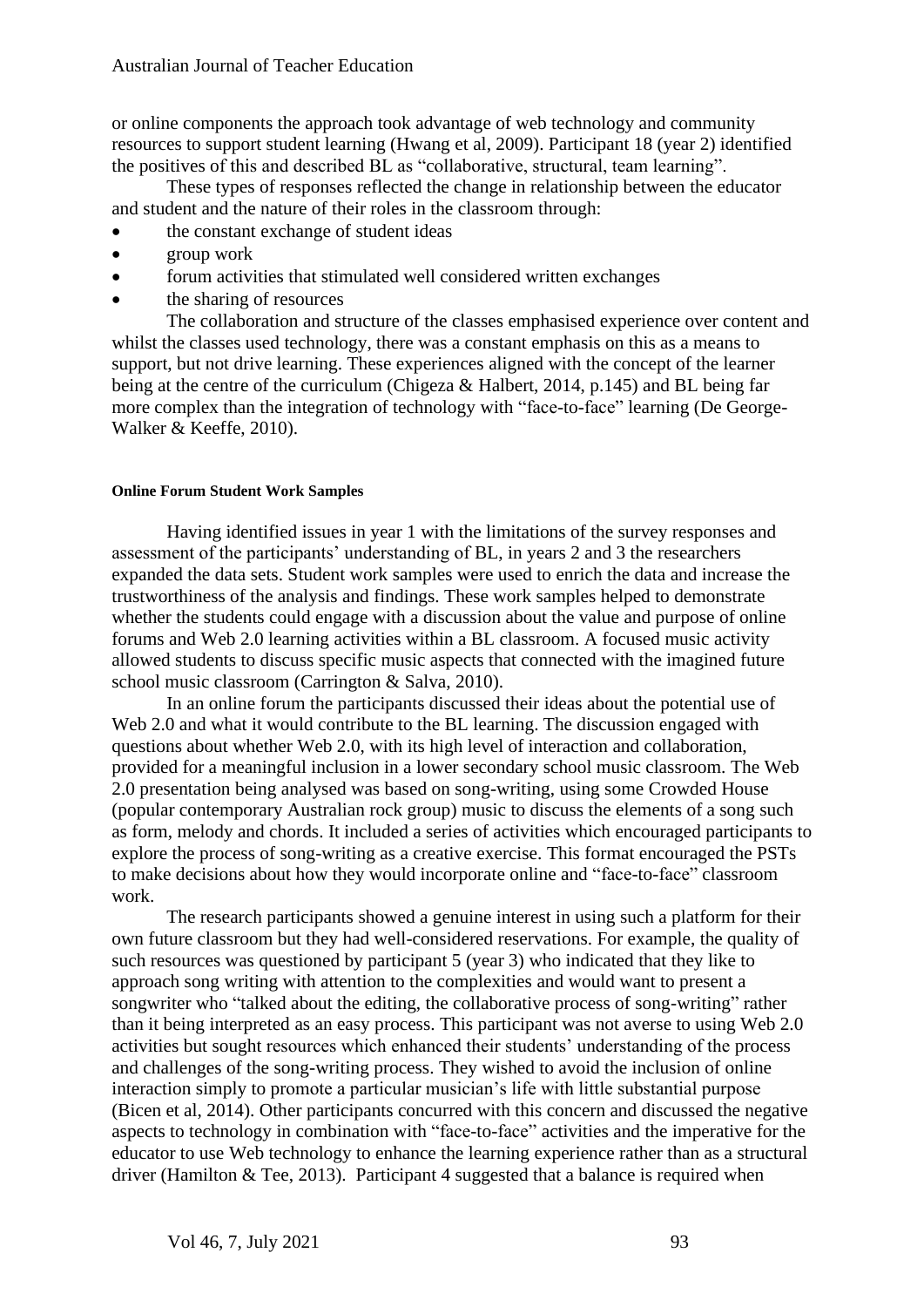or online components the approach took advantage of web technology and community resources to support student learning (Hwang et al, 2009). Participant 18 (year 2) identified the positives of this and described BL as "collaborative, structural, team learning".

These types of responses reflected the change in relationship between the educator and student and the nature of their roles in the classroom through:

- the constant exchange of student ideas
- group work
- forum activities that stimulated well considered written exchanges
- the sharing of resources

The collaboration and structure of the classes emphasised experience over content and whilst the classes used technology, there was a constant emphasis on this as a means to support, but not drive learning. These experiences aligned with the concept of the learner being at the centre of the curriculum (Chigeza & Halbert, 2014, p.145) and BL being far more complex than the integration of technology with "face-to-face" learning (De George-Walker & Keeffe, 2010).

#### Online Forum Student Work Samples

Having identified issues in year 1 with the limitations of the survey responses and assessment of the participants' understanding of BL, in years 2 and 3 the researchers expanded the data sets. Student work samples were used to enrich the data and increase the trustworthiness of the analysis and findings. These work samples helped to demonstrate whether the students could engage with a discussion about the value and purpose of online forums and Web 2.0 learning activities within a BL classroom. A focused music activity allowed students to discuss specific music aspects that connected with the imagined future school music classroom (Carrington & Salva, 2010).

In an online forum the participants discussed their ideas about the potential use of Web 2.0 and what it would contribute to the BL learning. The discussion engaged with questions about whether Web 2.0, with its high level of interaction and collaboration, provided for a meaningful inclusion in a lower secondary school music classroom. The Web 2.0 presentation being analysed was based on song-writing, using some Crowded House (popular contemporary Australian rock group) music to discuss the elements of a song such as form, melody and chords. It included a series of activities which encouraged participants to explore the process of song-writing as a creative exercise. This format encouraged the PSTs to make decisions about how they would incorporate online and "face-to-face" classroom work.

The research participants showed a genuine interest in using such a platform for their own future classroom but they had well-considered reservations. For example, the quality of such resources was questioned by participant 5 (year 3) who indicated that they like to approach song writing with attention to the complexities and would want to present a songwriter who "talked about the editing, the collaborative process of song-writing" rather than it being interpreted as an easy process. This participant was not averse to using Web 2.0 activities but sought resources which enhanced their students' understanding of the process and challenges of the song-writing process. They wished to avoid the inclusion of online interaction simply to promote a particular musician's life with little substantial purpose (Bicen et al, 2014). Other participants concurred with this concern and discussed the negative aspects to technology in combination with "face-to-face" activities and the imperative for the educator to use Web technology to enhance the learning experience rather than as a structural driver (Hamilton & Tee, 2013). Participant 4 suggested that a balance is required when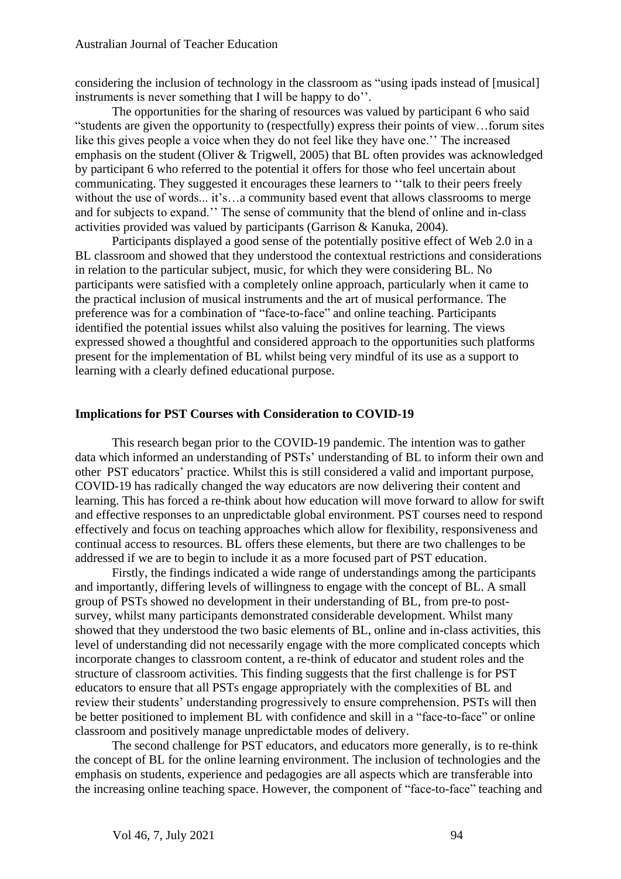considering the inclusion of technology in the classroom as "using ipads instead of [musical] instruments is never something that I will be happy to do''.

The opportunities for the sharing of resources was valued by participant 6 who said "students are given the opportunity to (respectfully) express their points of view…forum sites like this gives people a voice when they do not feel like they have one.'' The increased emphasis on the student (Oliver & Trigwell, 2005) that BL often provides was acknowledged by participant 6 who referred to the potential it offers for those who feel uncertain about communicating. They suggested it encourages these learners to ''talk to their peers freely without the use of words... it's…a community based event that allows classrooms to merge and for subjects to expand.'' The sense of community that the blend of online and in-class activities provided was valued by participants (Garrison & Kanuka, 2004).

Participants displayed a good sense of the potentially positive effect of Web 2.0 in a BL classroom and showed that they understood the contextual restrictions and considerations in relation to the particular subject, music, for which they were considering BL. No participants were satisfied with a completely online approach, particularly when it came to the practical inclusion of musical instruments and the art of musical performance. The preference was for a combination of "face-to-face" and online teaching. Participants identified the potential issues whilst also valuing the positives for learning. The views expressed showed a thoughtful and considered approach to the opportunities such platforms present for the implementation of BL whilst being very mindful of its use as a support to learning with a clearly defined educational purpose.

## Implications for PST Courses with Consideration to COVID-19

This research began prior to the COVID-19 pandemic. The intention was to gather data which informed an understanding of PSTs' understanding of BL to inform their own and other PST educators' practice. Whilst this is still considered a valid and important purpose, COVID-19 has radically changed the way educators are now delivering their content and learning. This has forced a re-think about how education will move forward to allow for swift and effective responses to an unpredictable global environment. PST courses need to respond effectively and focus on teaching approaches which allow for flexibility, responsiveness and continual access to resources. BL offers these elements, but there are two challenges to be addressed if we are to begin to include it as a more focused part of PST education.

Firstly, the findings indicated a wide range of understandings among the participants and importantly, differing levels of willingness to engage with the concept of BL. A small group of PSTs showed no development in their understanding of BL, from pre-to post-survey, whilst many participants demonstrated considerable development. Whilst many showed that they understood the two basic elements of BL, online and in-class activities, this level of understanding did not necessarily engage with the more complicated concepts which incorporate changes to classroom content, a re-think of educator and student roles and the structure of classroom activities. This finding suggests that the first challenge is for PST educators to ensure that all PSTs engage appropriately with the complexities of BL and review their students' understanding progressively to ensure comprehension. PSTs will then be better positioned to implement BL with confidence and skill in a "face-to-face" or online classroom and positively manage unpredictable modes of delivery.

The second challenge for PST educators, and educators more generally, is to re-think the concept of BL for the online learning environment. The inclusion of technologies and the emphasis on students, experience and pedagogies are all aspects which are transferable into the increasing online teaching space. However, the component of "face-to-face" teaching and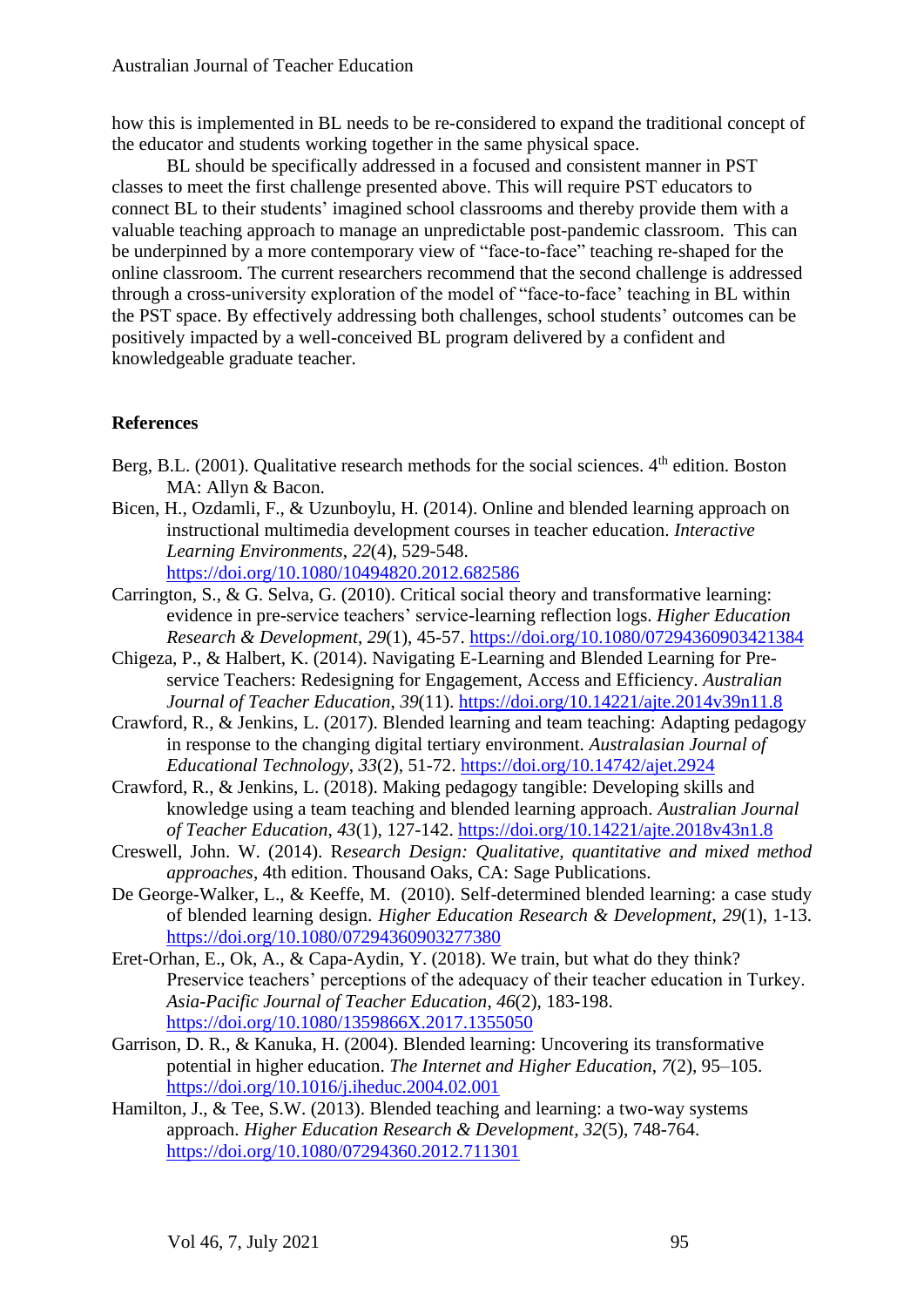how this is implemented in BL needs to be re-considered to expand the traditional concept of the educator and students working together in the same physical space.

BL should be specifically addressed in a focused and consistent manner in PST classes to meet the first challenge presented above. This will require PST educators to connect BL to their students' imagined school classrooms and thereby provide them with a valuable teaching approach to manage an unpredictable post-pandemic classroom. This can be underpinned by a more contemporary view of "face-to-face" teaching re-shaped for the online classroom. The current researchers recommend that the second challenge is addressed through a cross-university exploration of the model of "face-to-face' teaching in BL within the PST space. By effectively addressing both challenges, school students' outcomes can be positively impacted by a well-conceived BL program delivered by a confident and knowledgeable graduate teacher.

## References

Berg, B.L. (2001). Qualitative research methods for the social sciences. 4th edition. Boston MA: Allyn & Bacon.

Bicen, H., Ozdamli, F., & Uzunboylu, H. (2014). Online and blended learning approach on instructional multimedia development courses in teacher education. *Interactive Learning Environments*, *22*(4), 529-548. https://doi.org/10.1080/10494820.2012.682586

Carrington, S., & G. Selva, G. (2010). Critical social theory and transformative learning: evidence in pre-service teachers' service-learning reflection logs. *Higher Education Research & Development*, *29*(1), 45-57. https://doi.org/10.1080/07294360903421384

Chigeza, P., & Halbert, K. (2014). Navigating E-Learning and Blended Learning for Pre-service Teachers: Redesigning for Engagement, Access and Efficiency. *Australian Journal of Teacher Education*, *39*(11). https://doi.org/10.14221/ajte.2014v39n11.8

Crawford, R., & Jenkins, L. (2017). Blended learning and team teaching: Adapting pedagogy in response to the changing digital tertiary environment. *Australasian Journal of Educational Technology*, *33*(2), 51-72. https://doi.org/10.14742/ajet.2924

Crawford, R., & Jenkins, L. (2018). Making pedagogy tangible: Developing skills and knowledge using a team teaching and blended learning approach. *Australian Journal of Teacher Education*, *43*(1), 127-142. https://doi.org/10.14221/ajte.2018v43n1.8

Creswell, John. W. (2014). *Research Design: Qualitative, quantitative and mixed method approaches*, 4th edition. Thousand Oaks, CA: Sage Publications.

De George-Walker, L., & Keeffe, M. (2010). Self-determined blended learning: a case study of blended learning design. *Higher Education Research & Development*, *29*(1), 1-13. https://doi.org/10.1080/07294360903277380

Eret-Orhan, E., Ok, A., & Capa-Aydin, Y. (2018). We train, but what do they think? Preservice teachers' perceptions of the adequacy of their teacher education in Turkey. *Asia-Pacific Journal of Teacher Education*, *46*(2), 183-198. https://doi.org/10.1080/1359866X.2017.1355050

Garrison, D. R., & Kanuka, H. (2004). Blended learning: Uncovering its transformative potential in higher education. *The Internet and Higher Education*, *7*(2), 95–105. https://doi.org/10.1016/j.iheduc.2004.02.001

Hamilton, J., & Tee, S.W. (2013). Blended teaching and learning: a two-way systems approach. *Higher Education Research & Development*, *32*(5), 748-764. https://doi.org/10.1080/07294360.2012.711301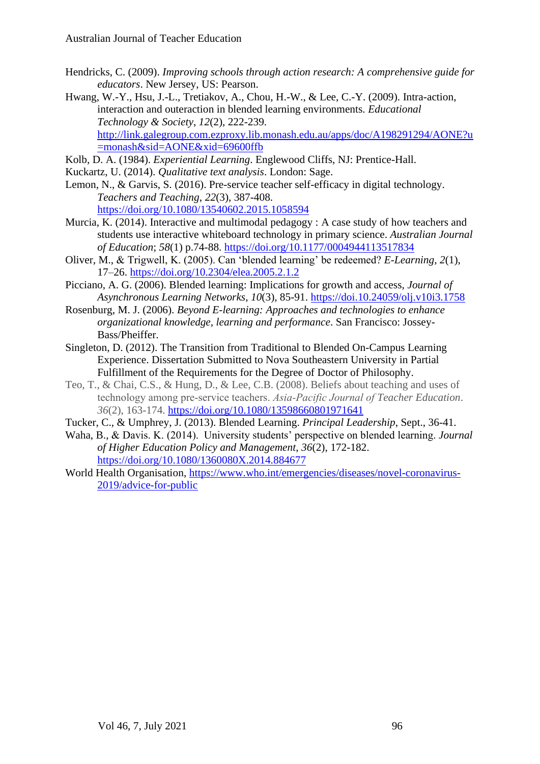Hendricks, C. (2009). *Improving schools through action research: A comprehensive guide for educators*. New Jersey, US: Pearson.

Hwang, W.-Y., Hsu, J.-L., Tretiakov, A., Chou, H.-W., & Lee, C.-Y. (2009). Intra-action, interaction and outeraction in blended learning environments. *Educational Technology & Society*, *12*(2), 222-239. http://link.galegroup.com.ezproxy.lib.monash.edu.au/apps/doc/A198291294/AONE?u=monash&sid=AONE&xid=69600ffb

Kolb, D. A. (1984). *Experiential Learning*. Englewood Cliffs, NJ: Prentice-Hall.

Kuckartz, U. (2014). *Qualitative text analysis*. London: Sage.

Lemon, N., & Garvis, S. (2016). Pre-service teacher self-efficacy in digital technology. *Teachers and Teaching*, *22*(3), 387-408. https://doi.org/10.1080/13540602.2015.1058594

Murcia, K. (2014). Interactive and multimodal pedagogy : A case study of how teachers and students use interactive whiteboard technology in primary science. *Australian Journal of Education*; *58*(1) p.74-88. https://doi.org/10.1177/0004944113517834

Oliver, M., & Trigwell, K. (2005). Can 'blended learning' be redeemed? *E-Learning*, *2*(1), 17–26. https://doi.org/10.2304/elea.2005.2.1.2

Picciano, A. G. (2006). Blended learning: Implications for growth and access, *Journal of Asynchronous Learning Networks*, *10*(3), 85-91. https://doi.10.24059/olj.v10i3.1758

Rosenburg, M. J. (2006). *Beyond E-learning: Approaches and technologies to enhance organizational knowledge, learning and performance*. San Francisco: Jossey-Bass/Pheiffer.

Singleton, D. (2012). The Transition from Traditional to Blended On-Campus Learning Experience. Dissertation Submitted to Nova Southeastern University in Partial Fulfillment of the Requirements for the Degree of Doctor of Philosophy.

Teo, T., & Chai, C.S., & Hung, D., & Lee, C.B. (2008). Beliefs about teaching and uses of technology among pre-service teachers. *Asia-Pacific Journal of Teacher Education*. *36*(2), 163-174. https://doi.org/10.1080/13598660801971641

Tucker, C., & Umphrey, J. (2013). Blended Learning. *Principal Leadership*, Sept., 36-41.

Waha, B., & Davis. K. (2014). University students' perspective on blended learning. *Journal of Higher Education Policy and Management*, *36*(2), 172-182. https://doi.org/10.1080/1360080X.2014.884677

World Health Organisation, https://www.who.int/emergencies/diseases/novel-coronavirus-2019/advice-for-public